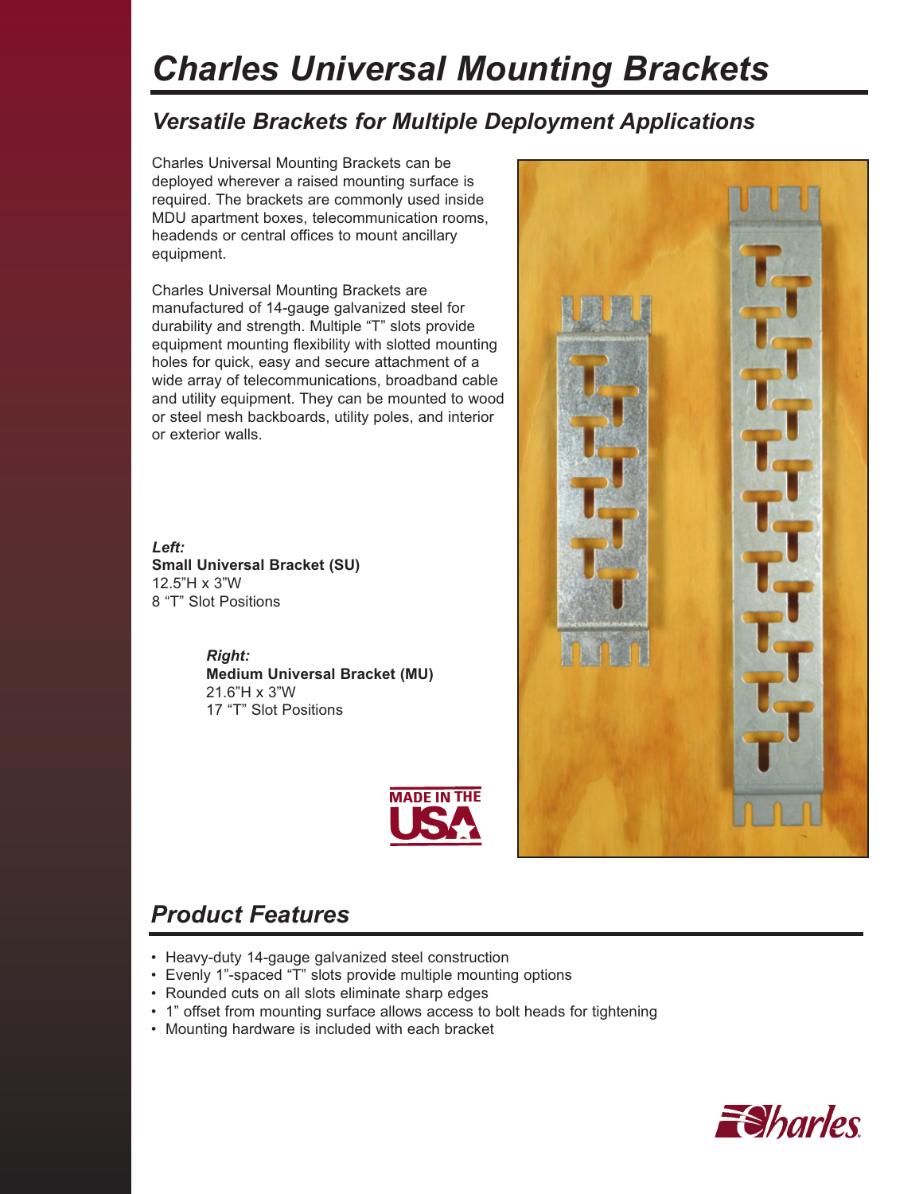# Charles Universal Mounting Brackets

## Versatile Brackets for Multiple Deployment Applications

Charles Universal Mounting Brackets can be deployed wherever a raised mounting surface is required. The brackets are commonly used inside MDU apartment boxes, telecommunication rooms, headends or central offices to mount ancillary equipment.

Charles Universal Mounting Brackets are manufactured of 14-gauge galvanized steel for durability and strength. Multiple "T" slots provide equipment mounting flexibility with slotted mounting holes for quick, easy and secure attachment of a wide array of telecommunications, broadband cable and utility equipment. They can be mounted to wood or steel mesh backboards, utility poles, and interior or exterior walls.

***Left:***
**Small Universal Bracket (SU)**
12.5"H x 3"W
8 "T" Slot Positions

***Right:***
**Medium Universal Bracket (MU)**
21.6"H x 3"W
17 "T" Slot Positions

MADE IN THE USA

## Product Features

- Heavy-duty 14-gauge galvanized steel construction
- Evenly 1"-spaced "T" slots provide multiple mounting options
- Rounded cuts on all slots eliminate sharp edges
- 1" offset from mounting surface allows access to bolt heads for tightening
- Mounting hardware is included with each bracket

Charles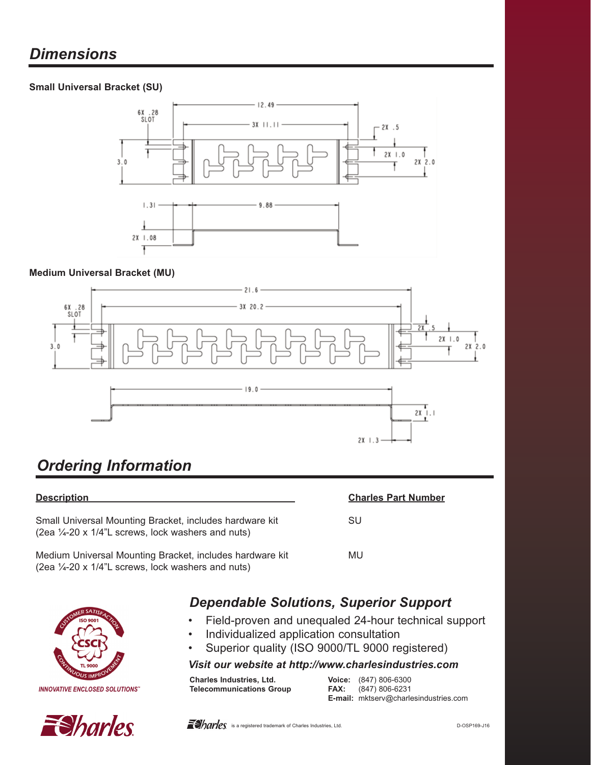## Dimensions

**Small Universal Bracket (SU)**

12.49
3X 11.11
6X .28 SLOT
2X .5
2X 1.0
2X 2.0
3.0
1.31
9.88
2X 1.08

**Medium Universal Bracket (MU)**

21.6
3X 20.2
6X .28 SLOT
2X .5
2X 1.0
2X 2.0
3.0
19.0
2X 1.1
2X 1.3

## Ordering Information

| Description | Charles Part Number |
| --- | --- |
| Small Universal Mounting Bracket, includes hardware kit (2ea ¼-20 x 1/4"L screws, lock washers and nuts) | SU |
| Medium Universal Mounting Bracket, includes hardware kit (2ea ¼-20 x 1/4"L screws, lock washers and nuts) | MU |

CUSTOMER SATISFACTION ISO 9001 CSCI TL 9000 CONTINUOUS IMPROVEMENT

*INNOVATIVE ENCLOSED SOLUTIONS™*

## *Dependable Solutions, Superior Support*

- Field-proven and unequaled 24-hour technical support
- Individualized application consultation
- Superior quality (ISO 9000/TL 9000 registered)

***Visit our website at http://www.charlesindustries.com***

**Charles Industries, Ltd.**
**Telecommunications Group**

**Voice:** (847) 806-6300
**FAX:** (847) 806-6231
**E-mail:** mktserv@charlesindustries.com

Charles

Charles is a registered trademark of Charles Industries, Ltd.

D-OSP169-J16